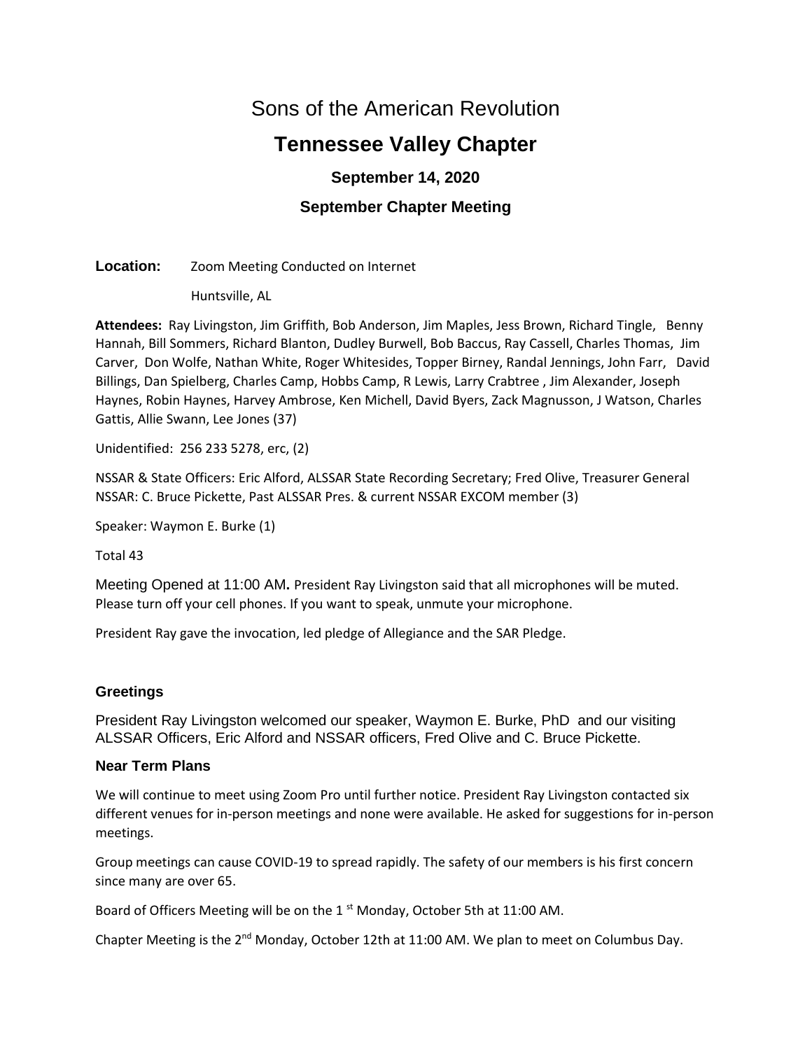# Sons of the American Revolution

## Tennessee Valley Chapter

### September 14, 2020

### September Chapter Meeting

**Location:** Zoom Meeting Conducted on Internet

Huntsville, AL

**Attendees:** Ray Livingston, Jim Griffith, Bob Anderson, Jim Maples, Jess Brown, Richard Tingle, Benny Hannah, Bill Sommers, Richard Blanton, Dudley Burwell, Bob Baccus, Ray Cassell, Charles Thomas, Jim Carver, Don Wolfe, Nathan White, Roger Whitesides, Topper Birney, Randal Jennings, John Farr, David Billings, Dan Spielberg, Charles Camp, Hobbs Camp, R Lewis, Larry Crabtree , Jim Alexander, Joseph Haynes, Robin Haynes, Harvey Ambrose, Ken Michell, David Byers, Zack Magnusson, J Watson, Charles Gattis, Allie Swann, Lee Jones (37)

Unidentified: 256 233 5278, erc, (2)

NSSAR & State Officers: Eric Alford, ALSSAR State Recording Secretary; Fred Olive, Treasurer General NSSAR: C. Bruce Pickette, Past ALSSAR Pres. & current NSSAR EXCOM member (3)

Speaker: Waymon E. Burke (1)

Total 43

Meeting Opened at 11:00 AM**.** President Ray Livingston said that all microphones will be muted. Please turn off your cell phones. If you want to speak, unmute your microphone.

President Ray gave the invocation, led pledge of Allegiance and the SAR Pledge.

#### Greetings

President Ray Livingston welcomed our speaker, Waymon E. Burke, PhD and our visiting ALSSAR Officers, Eric Alford and NSSAR officers, Fred Olive and C. Bruce Pickette.

#### Near Term Plans

We will continue to meet using Zoom Pro until further notice. President Ray Livingston contacted six different venues for in-person meetings and none were available. He asked for suggestions for in-person meetings.

Group meetings can cause COVID-19 to spread rapidly. The safety of our members is his first concern since many are over 65.

Board of Officers Meeting will be on the 1st Monday, October 5th at 11:00 AM.

Chapter Meeting is the 2nd Monday, October 12th at 11:00 AM. We plan to meet on Columbus Day.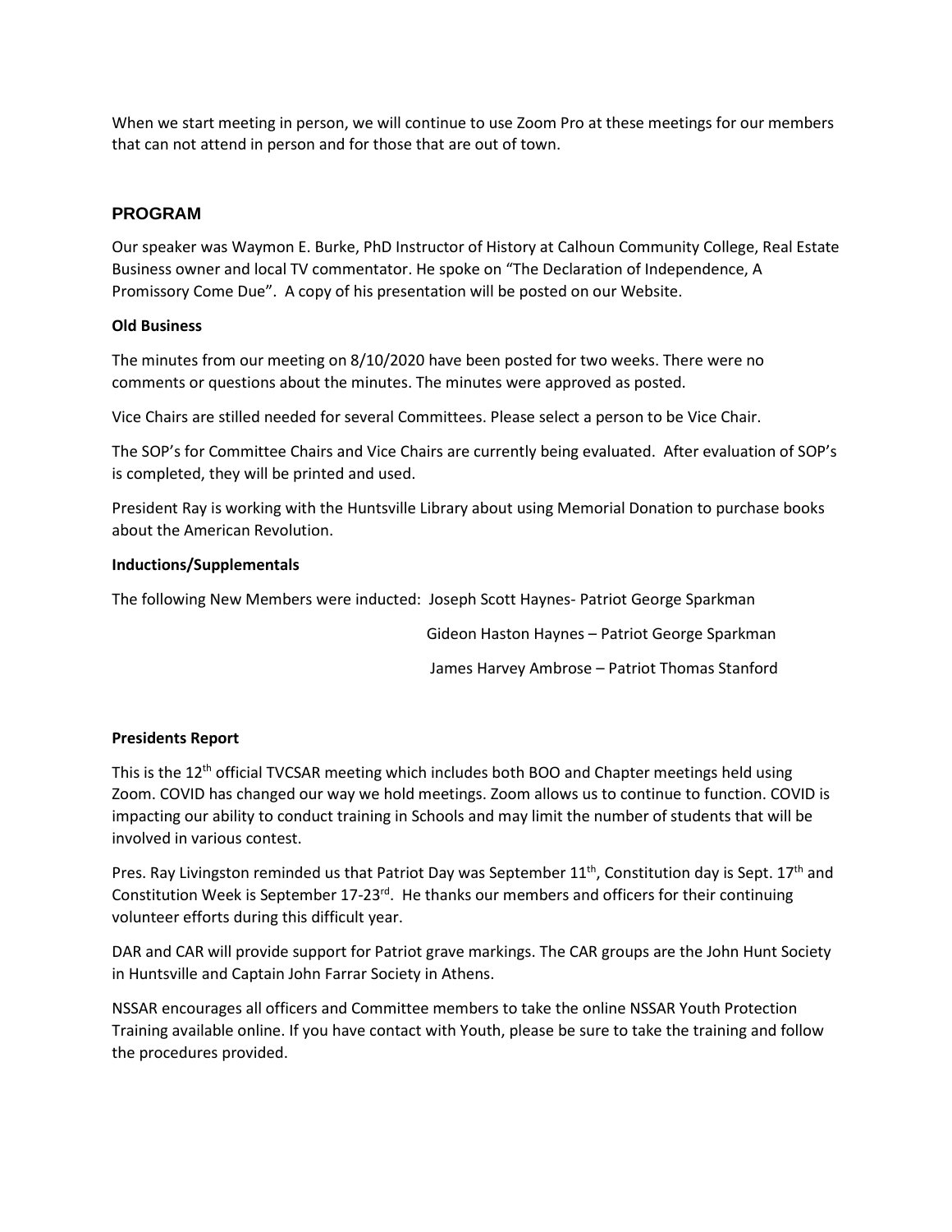When we start meeting in person, we will continue to use Zoom Pro at these meetings for our members that can not attend in person and for those that are out of town.

## PROGRAM

Our speaker was Waymon E. Burke, PhD Instructor of History at Calhoun Community College, Real Estate Business owner and local TV commentator. He spoke on “The Declaration of Independence, A Promissory Come Due”. A copy of his presentation will be posted on our Website.

**Old Business**

The minutes from our meeting on 8/10/2020 have been posted for two weeks. There were no comments or questions about the minutes. The minutes were approved as posted.

Vice Chairs are stilled needed for several Committees. Please select a person to be Vice Chair.

The SOP’s for Committee Chairs and Vice Chairs are currently being evaluated. After evaluation of SOP’s is completed, they will be printed and used.

President Ray is working with the Huntsville Library about using Memorial Donation to purchase books about the American Revolution.

**Inductions/Supplementals**

The following New Members were inducted: Joseph Scott Haynes- Patriot George Sparkman

Gideon Haston Haynes – Patriot George Sparkman

James Harvey Ambrose – Patriot Thomas Stanford

**Presidents Report**

This is the 12th official TVCSAR meeting which includes both BOO and Chapter meetings held using Zoom. COVID has changed our way we hold meetings. Zoom allows us to continue to function. COVID is impacting our ability to conduct training in Schools and may limit the number of students that will be involved in various contest.

Pres. Ray Livingston reminded us that Patriot Day was September 11th, Constitution day is Sept. 17th and Constitution Week is September 17-23rd. He thanks our members and officers for their continuing volunteer efforts during this difficult year.

DAR and CAR will provide support for Patriot grave markings. The CAR groups are the John Hunt Society in Huntsville and Captain John Farrar Society in Athens.

NSSAR encourages all officers and Committee members to take the online NSSAR Youth Protection Training available online. If you have contact with Youth, please be sure to take the training and follow the procedures provided.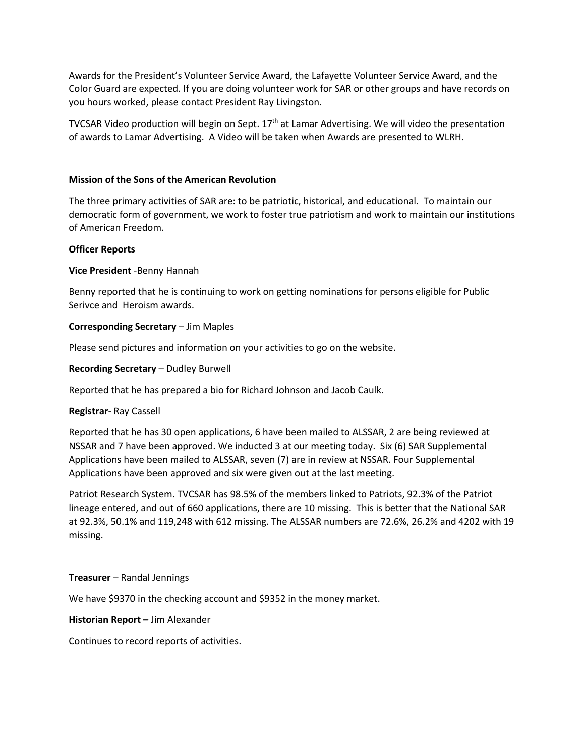Awards for the President's Volunteer Service Award, the Lafayette Volunteer Service Award, and the Color Guard are expected. If you are doing volunteer work for SAR or other groups and have records on you hours worked, please contact President Ray Livingston.

TVCSAR Video production will begin on Sept. 17th at Lamar Advertising. We will video the presentation of awards to Lamar Advertising. A Video will be taken when Awards are presented to WLRH.

**Mission of the Sons of the American Revolution**

The three primary activities of SAR are: to be patriotic, historical, and educational. To maintain our democratic form of government, we work to foster true patriotism and work to maintain our institutions of American Freedom.

**Officer Reports**

**Vice President** -Benny Hannah

Benny reported that he is continuing to work on getting nominations for persons eligible for Public Serivce and Heroism awards.

**Corresponding Secretary** – Jim Maples

Please send pictures and information on your activities to go on the website.

**Recording Secretary** – Dudley Burwell

Reported that he has prepared a bio for Richard Johnson and Jacob Caulk.

**Registrar**- Ray Cassell

Reported that he has 30 open applications, 6 have been mailed to ALSSAR, 2 are being reviewed at NSSAR and 7 have been approved. We inducted 3 at our meeting today. Six (6) SAR Supplemental Applications have been mailed to ALSSAR, seven (7) are in review at NSSAR. Four Supplemental Applications have been approved and six were given out at the last meeting.

Patriot Research System. TVCSAR has 98.5% of the members linked to Patriots, 92.3% of the Patriot lineage entered, and out of 660 applications, there are 10 missing. This is better that the National SAR at 92.3%, 50.1% and 119,248 with 612 missing. The ALSSAR numbers are 72.6%, 26.2% and 4202 with 19 missing.

**Treasurer** – Randal Jennings

We have $9370 in the checking account and $9352 in the money market.

**Historian Report –** Jim Alexander

Continues to record reports of activities.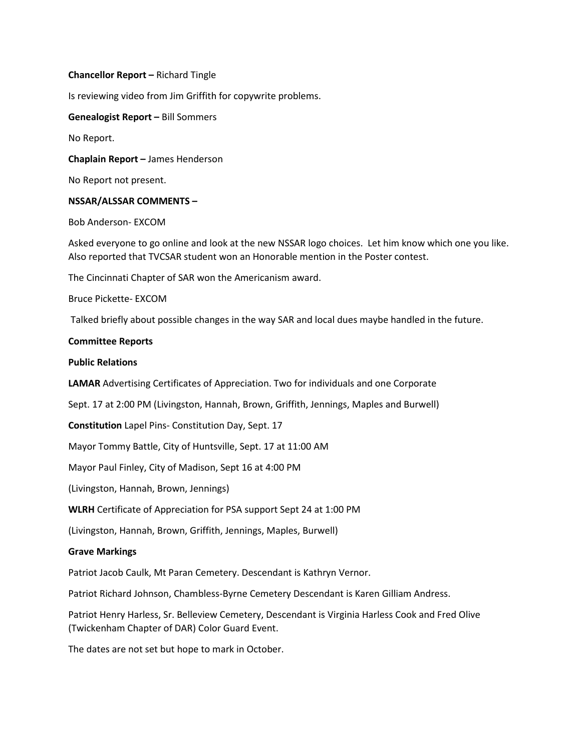**Chancellor Report –** Richard Tingle

Is reviewing video from Jim Griffith for copywrite problems.

**Genealogist Report –** Bill Sommers

No Report.

**Chaplain Report –** James Henderson

No Report not present.

**NSSAR/ALSSAR COMMENTS –**

Bob Anderson- EXCOM

Asked everyone to go online and look at the new NSSAR logo choices. Let him know which one you like. Also reported that TVCSAR student won an Honorable mention in the Poster contest.

The Cincinnati Chapter of SAR won the Americanism award.

Bruce Pickette- EXCOM

Talked briefly about possible changes in the way SAR and local dues maybe handled in the future.

**Committee Reports**

**Public Relations**

**LAMAR** Advertising Certificates of Appreciation. Two for individuals and one Corporate

Sept. 17 at 2:00 PM (Livingston, Hannah, Brown, Griffith, Jennings, Maples and Burwell)

**Constitution** Lapel Pins- Constitution Day, Sept. 17

Mayor Tommy Battle, City of Huntsville, Sept. 17 at 11:00 AM

Mayor Paul Finley, City of Madison, Sept 16 at 4:00 PM

(Livingston, Hannah, Brown, Jennings)

**WLRH** Certificate of Appreciation for PSA support Sept 24 at 1:00 PM

(Livingston, Hannah, Brown, Griffith, Jennings, Maples, Burwell)

**Grave Markings**

Patriot Jacob Caulk, Mt Paran Cemetery. Descendant is Kathryn Vernor.

Patriot Richard Johnson, Chambless-Byrne Cemetery Descendant is Karen Gilliam Andress.

Patriot Henry Harless, Sr. Belleview Cemetery, Descendant is Virginia Harless Cook and Fred Olive (Twickenham Chapter of DAR) Color Guard Event.

The dates are not set but hope to mark in October.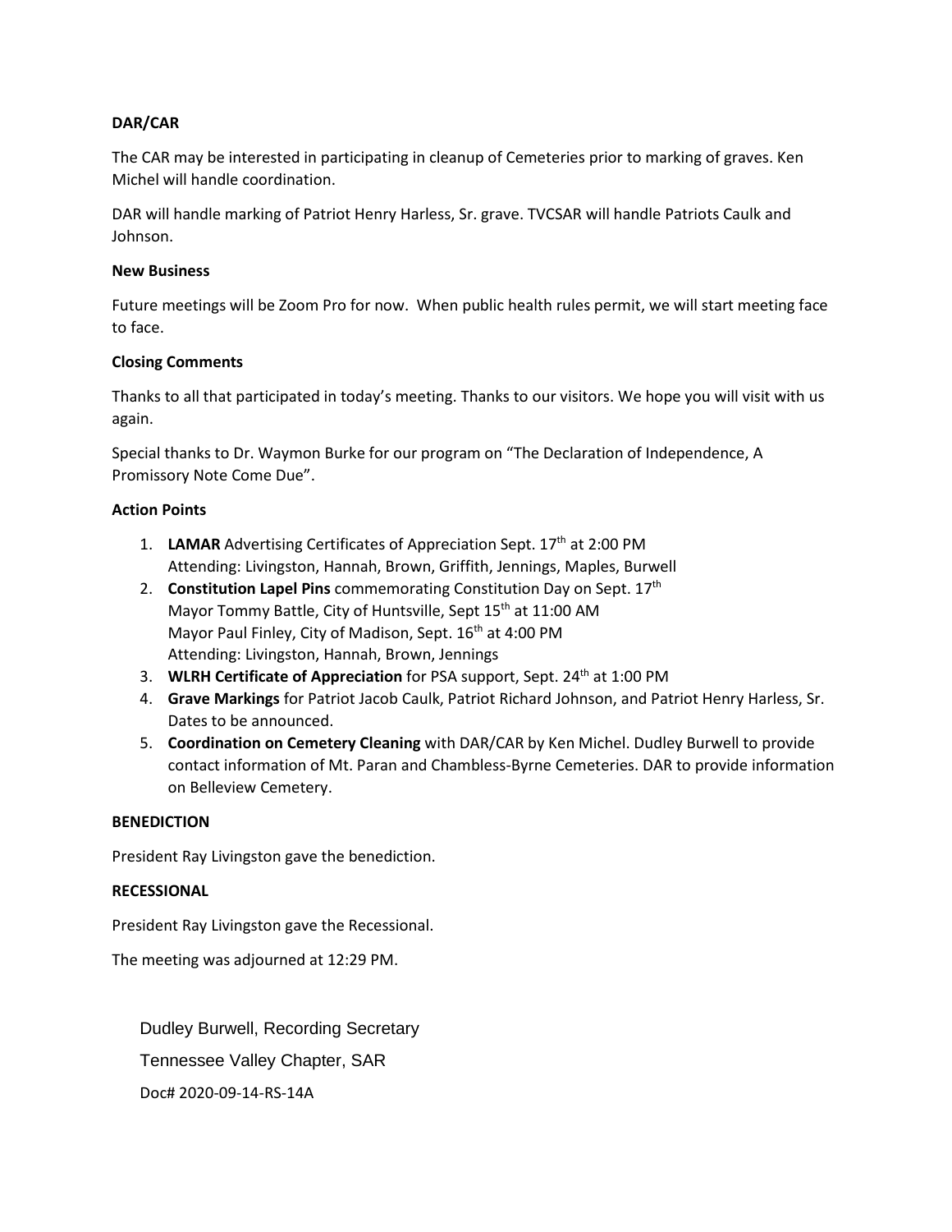**DAR/CAR**

The CAR may be interested in participating in cleanup of Cemeteries prior to marking of graves. Ken Michel will handle coordination.

DAR will handle marking of Patriot Henry Harless, Sr. grave. TVCSAR will handle Patriots Caulk and Johnson.

**New Business**

Future meetings will be Zoom Pro for now. When public health rules permit, we will start meeting face to face.

**Closing Comments**

Thanks to all that participated in today's meeting. Thanks to our visitors. We hope you will visit with us again.

Special thanks to Dr. Waymon Burke for our program on "The Declaration of Independence, A Promissory Note Come Due".

**Action Points**

1. **LAMAR** Advertising Certificates of Appreciation Sept. 17th at 2:00 PM
   Attending: Livingston, Hannah, Brown, Griffith, Jennings, Maples, Burwell
2. **Constitution Lapel Pins** commemorating Constitution Day on Sept. 17th
   Mayor Tommy Battle, City of Huntsville, Sept 15th at 11:00 AM
   Mayor Paul Finley, City of Madison, Sept. 16th at 4:00 PM
   Attending: Livingston, Hannah, Brown, Jennings
3. **WLRH Certificate of Appreciation** for PSA support, Sept. 24th at 1:00 PM
4. **Grave Markings** for Patriot Jacob Caulk, Patriot Richard Johnson, and Patriot Henry Harless, Sr. Dates to be announced.
5. **Coordination on Cemetery Cleaning** with DAR/CAR by Ken Michel. Dudley Burwell to provide contact information of Mt. Paran and Chambless-Byrne Cemeteries. DAR to provide information on Belleview Cemetery.

**BENEDICTION**

President Ray Livingston gave the benediction.

**RECESSIONAL**

President Ray Livingston gave the Recessional.

The meeting was adjourned at 12:29 PM.

Dudley Burwell, Recording Secretary

Tennessee Valley Chapter, SAR

Doc# 2020-09-14-RS-14A